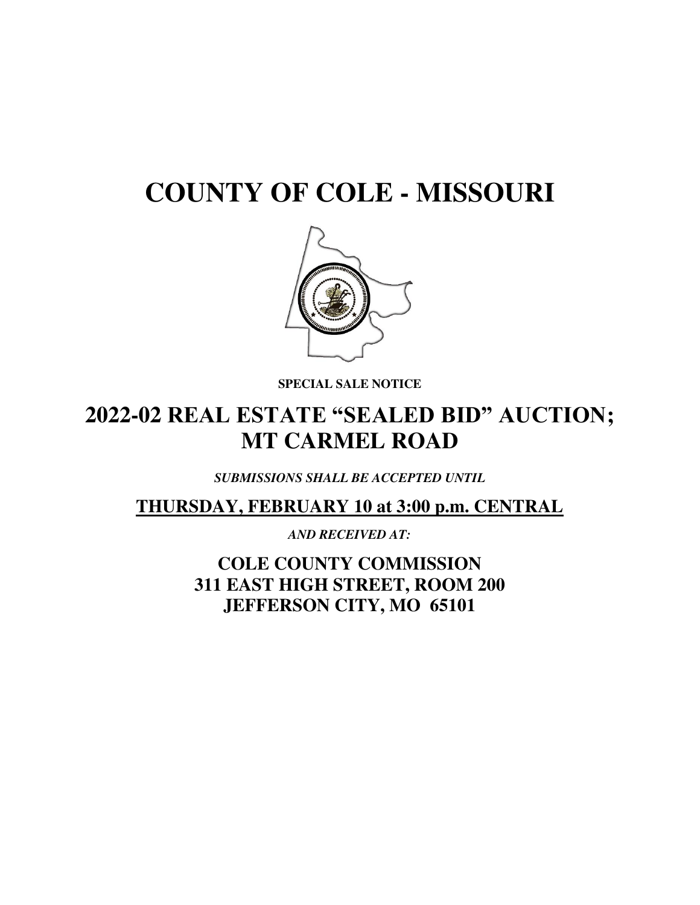# COUNTY OF COLE - MISSOURI

**SPECIAL SALE NOTICE**

## 2022-02 REAL ESTATE "SEALED BID" AUCTION; MT CARMEL ROAD

***SUBMISSIONS SHALL BE ACCEPTED UNTIL***

**THURSDAY, FEBRUARY 10 at 3:00 p.m. CENTRAL**

***AND RECEIVED AT:***

**COLE COUNTY COMMISSION**
**311 EAST HIGH STREET, ROOM 200**
**JEFFERSON CITY, MO 65101**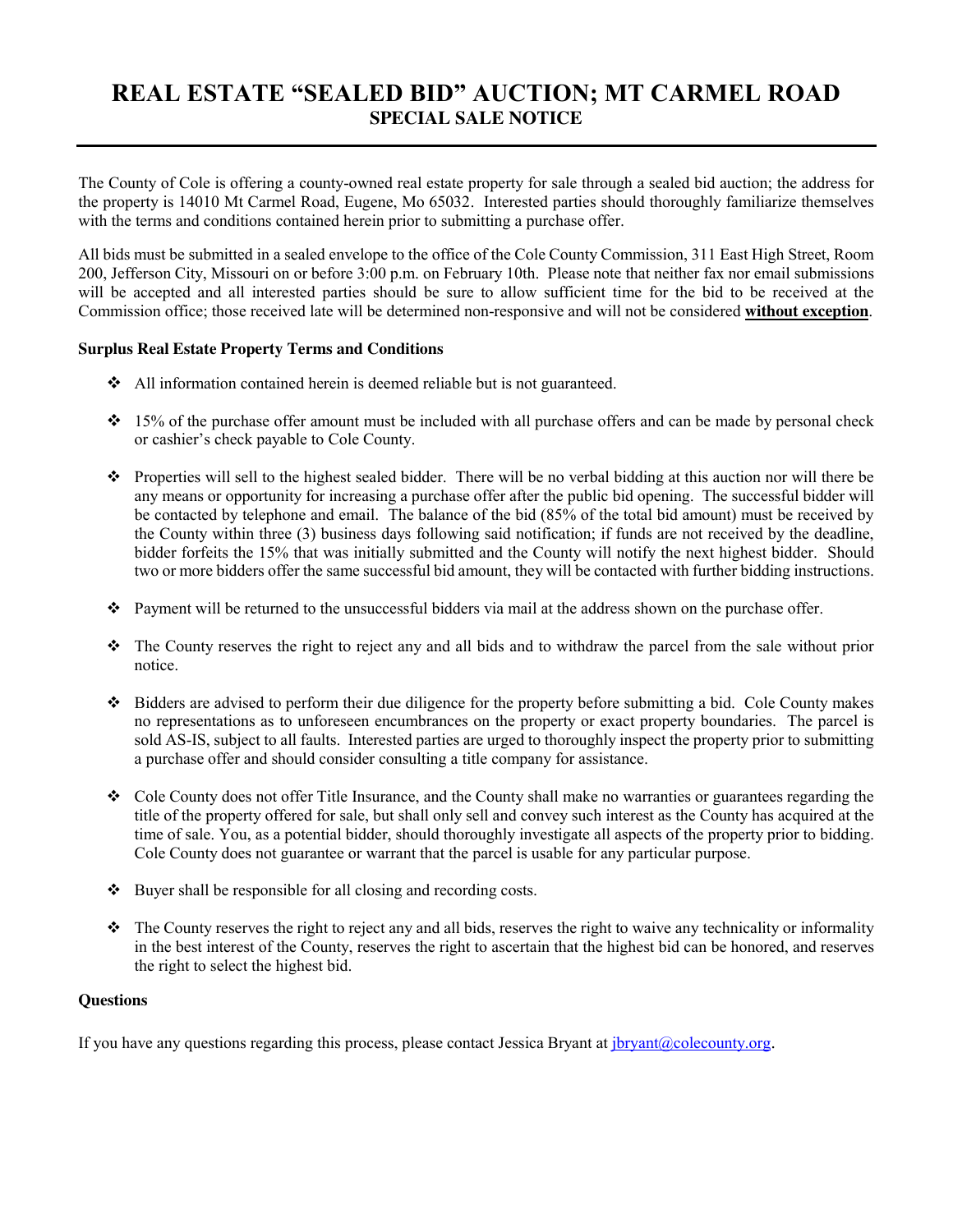# REAL ESTATE "SEALED BID" AUCTION; MT CARMEL ROAD

## SPECIAL SALE NOTICE

The County of Cole is offering a county-owned real estate property for sale through a sealed bid auction; the address for the property is 14010 Mt Carmel Road, Eugene, Mo 65032. Interested parties should thoroughly familiarize themselves with the terms and conditions contained herein prior to submitting a purchase offer.

All bids must be submitted in a sealed envelope to the office of the Cole County Commission, 311 East High Street, Room 200, Jefferson City, Missouri on or before 3:00 p.m. on February 10th. Please note that neither fax nor email submissions will be accepted and all interested parties should be sure to allow sufficient time for the bid to be received at the Commission office; those received late will be determined non-responsive and will not be considered **without exception**.

**Surplus Real Estate Property Terms and Conditions**

- All information contained herein is deemed reliable but is not guaranteed.
- 15% of the purchase offer amount must be included with all purchase offers and can be made by personal check or cashier's check payable to Cole County.
- Properties will sell to the highest sealed bidder. There will be no verbal bidding at this auction nor will there be any means or opportunity for increasing a purchase offer after the public bid opening. The successful bidder will be contacted by telephone and email. The balance of the bid (85% of the total bid amount) must be received by the County within three (3) business days following said notification; if funds are not received by the deadline, bidder forfeits the 15% that was initially submitted and the County will notify the next highest bidder. Should two or more bidders offer the same successful bid amount, they will be contacted with further bidding instructions.
- Payment will be returned to the unsuccessful bidders via mail at the address shown on the purchase offer.
- The County reserves the right to reject any and all bids and to withdraw the parcel from the sale without prior notice.
- Bidders are advised to perform their due diligence for the property before submitting a bid. Cole County makes no representations as to unforeseen encumbrances on the property or exact property boundaries. The parcel is sold AS-IS, subject to all faults. Interested parties are urged to thoroughly inspect the property prior to submitting a purchase offer and should consider consulting a title company for assistance.
- Cole County does not offer Title Insurance, and the County shall make no warranties or guarantees regarding the title of the property offered for sale, but shall only sell and convey such interest as the County has acquired at the time of sale. You, as a potential bidder, should thoroughly investigate all aspects of the property prior to bidding. Cole County does not guarantee or warrant that the parcel is usable for any particular purpose.
- Buyer shall be responsible for all closing and recording costs.
- The County reserves the right to reject any and all bids, reserves the right to waive any technicality or informality in the best interest of the County, reserves the right to ascertain that the highest bid can be honored, and reserves the right to select the highest bid.

**Questions**

If you have any questions regarding this process, please contact Jessica Bryant at jbryant@colecounty.org.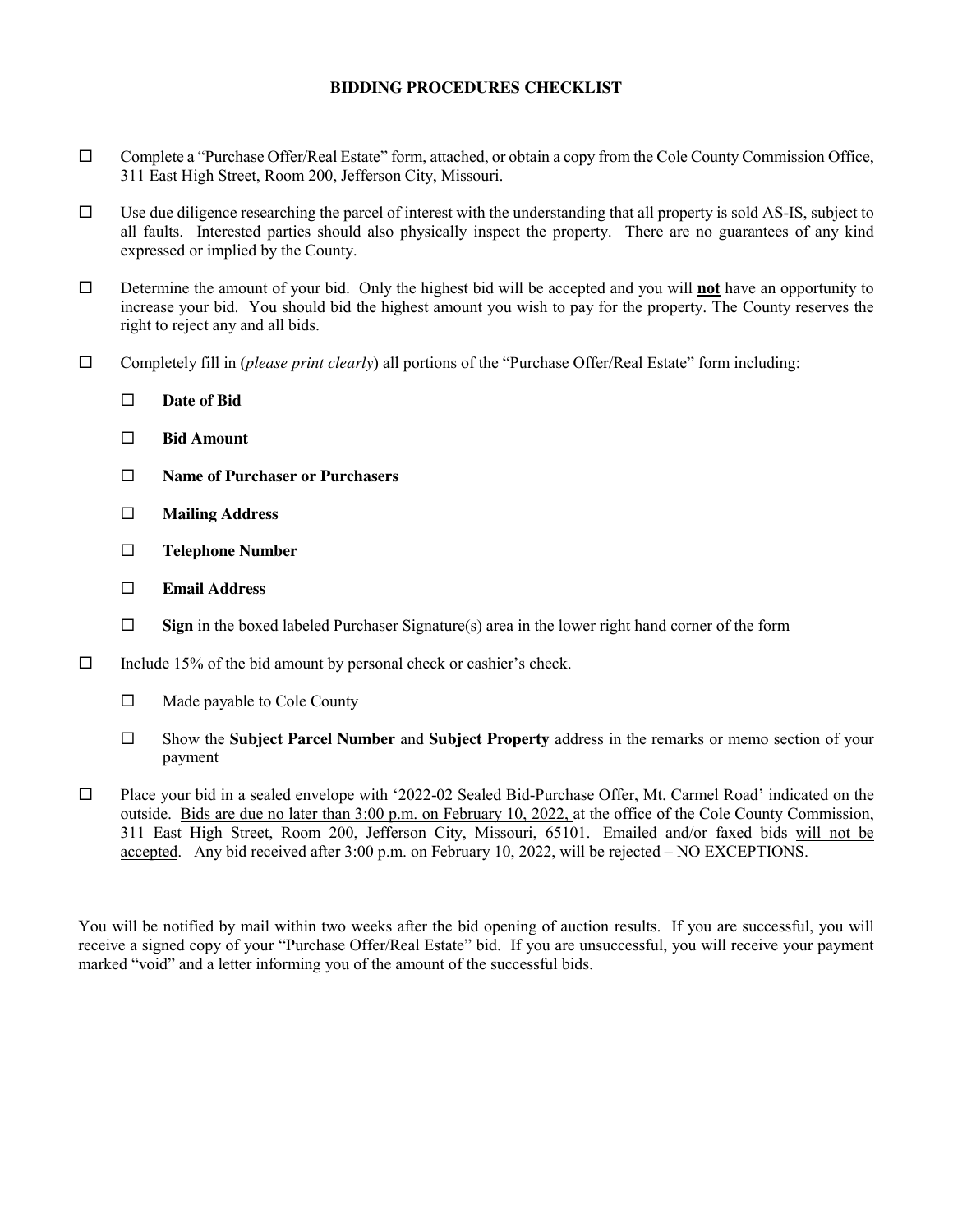# BIDDING PROCEDURES CHECKLIST

- ☐ Complete a "Purchase Offer/Real Estate" form, attached, or obtain a copy from the Cole County Commission Office, 311 East High Street, Room 200, Jefferson City, Missouri.

- ☐ Use due diligence researching the parcel of interest with the understanding that all property is sold AS-IS, subject to all faults. Interested parties should also physically inspect the property. There are no guarantees of any kind expressed or implied by the County.

- ☐ Determine the amount of your bid. Only the highest bid will be accepted and you will <u>**not**</u> have an opportunity to increase your bid. You should bid the highest amount you wish to pay for the property. The County reserves the right to reject any and all bids.

- ☐ Completely fill in (*please print clearly*) all portions of the "Purchase Offer/Real Estate" form including:

  - ☐ **Date of Bid**
  - ☐ **Bid Amount**
  - ☐ **Name of Purchaser or Purchasers**
  - ☐ **Mailing Address**
  - ☐ **Telephone Number**
  - ☐ **Email Address**
  - ☐ **Sign** in the boxed labeled Purchaser Signature(s) area in the lower right hand corner of the form

- ☐ Include 15% of the bid amount by personal check or cashier's check.

  - ☐ Made payable to Cole County
  - ☐ Show the **Subject Parcel Number** and **Subject Property** address in the remarks or memo section of your payment

- ☐ Place your bid in a sealed envelope with '2022-02 Sealed Bid-Purchase Offer, Mt. Carmel Road' indicated on the outside. <u>Bids are due no later than 3:00 p.m. on February 10, 2022,</u> at the office of the Cole County Commission, 311 East High Street, Room 200, Jefferson City, Missouri, 65101. Emailed and/or faxed bids <u>will not be accepted</u>. Any bid received after 3:00 p.m. on February 10, 2022, will be rejected – NO EXCEPTIONS.

You will be notified by mail within two weeks after the bid opening of auction results. If you are successful, you will receive a signed copy of your "Purchase Offer/Real Estate" bid. If you are unsuccessful, you will receive your payment marked "void" and a letter informing you of the amount of the successful bids.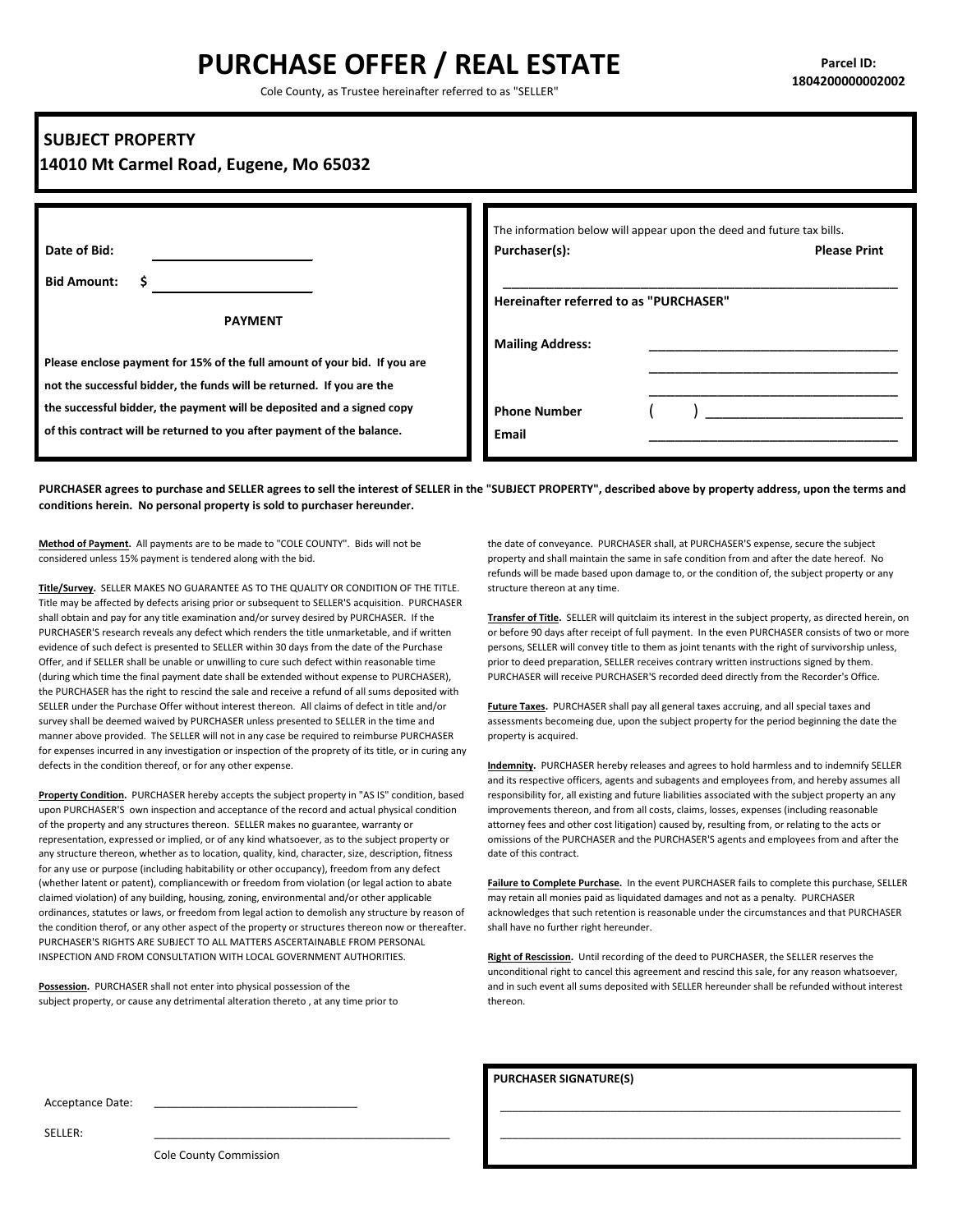# PURCHASE OFFER / REAL ESTATE

Cole County, as Trustee hereinafter referred to as "SELLER"

**Parcel ID:**
**1804200000002002**

## SUBJECT PROPERTY

**14010 Mt Carmel Road, Eugene, Mo 65032**

**Date of Bid:** ____________________

**Bid Amount:** $ ____________________

**PAYMENT**

**Please enclose payment for 15% of the full amount of your bid. If you are not the successful bidder, the funds will be returned. If you are the the successful bidder, the payment will be deposited and a signed copy of this contract will be returned to you after payment of the balance.**

The information below will appear upon the deed and future tax bills.

**Purchaser(s):** **Please Print**

____________________________________________________

**Hereinafter referred to as "PURCHASER"**

**Mailing Address:** ____________________________________
____________________________________
____________________________________

**Phone Number** (     ) ____________________________

**Email** ____________________________________

**PURCHASER agrees to purchase and SELLER agrees to sell the interest of SELLER in the "SUBJECT PROPERTY", described above by property address, upon the terms and conditions herein. No personal property is sold to purchaser hereunder.**

**Method of Payment.** All payments are to be made to "COLE COUNTY". Bids will not be considered unless 15% payment is tendered along with the bid.

**Title/Survey.** SELLER MAKES NO GUARANTEE AS TO THE QUALITY OR CONDITION OF THE TITLE. Title may be affected by defects arising prior or subsequent to SELLER'S acquisition. PURCHASER shall obtain and pay for any title examination and/or survey desired by PURCHASER. If the PURCHASER'S research reveals any defect which renders the title unmarketable, and if written evidence of such defect is presented to SELLER within 30 days from the date of the Purchase Offer, and if SELLER shall be unable or unwilling to cure such defect within reasonable time (during which time the final payment date shall be extended without expense to PURCHASER), the PURCHASER has the right to rescind the sale and receive a refund of all sums deposited with SELLER under the Purchase Offer without interest thereon. All claims of defect in title and/or survey shall be deemed waived by PURCHASER unless presented to SELLER in the time and manner above provided. The SELLER will not in any case be required to reimburse PURCHASER for expenses incurred in any investigation or inspection of the proprety of its title, or in curing any defects in the condition thereof, or for any other expense.

**Property Condition.** PURCHASER hereby accepts the subject property in "AS IS" condition, based upon PURCHASER'S own inspection and acceptance of the record and actual physical condition of the property and any structures thereon. SELLER makes no guarantee, warranty or representation, expressed or implied, or of any kind whatsoever, as to the subject property or any structure thereon, whether as to location, quality, kind, character, size, description, fitness for any use or purpose (including habitability or other occupancy), freedom from any defect (whether latent or patent), compliancewith or freedom from violation (or legal action to abate claimed violation) of any building, housing, zoning, environmental and/or other applicable ordinances, statutes or laws, or freedom from legal action to demolish any structure by reason of the condition therof, or any other aspect of the property or structures thereon now or thereafter. PURCHASER'S RIGHTS ARE SUBJECT TO ALL MATTERS ASCERTAINABLE FROM PERSONAL INSPECTION AND FROM CONSULTATION WITH LOCAL GOVERNMENT AUTHORITIES.

**Possession.** PURCHASER shall not enter into physical possession of the subject property, or cause any detrimental alteration thereto , at any time prior to the date of conveyance. PURCHASER shall, at PURCHASER'S expense, secure the subject property and shall maintain the same in safe condition from and after the date hereof. No refunds will be made based upon damage to, or the condition of, the subject property or any structure thereon at any time.

**Transfer of Title.** SELLER will quitclaim its interest in the subject property, as directed herein, on or before 90 days after receipt of full payment. In the even PURCHASER consists of two or more persons, SELLER will convey title to them as joint tenants with the right of survivorship unless, prior to deed preparation, SELLER receives contrary written instructions signed by them. PURCHASER will receive PURCHASER'S recorded deed directly from the Recorder's Office.

**Future Taxes.** PURCHASER shall pay all general taxes accruing, and all special taxes and assessments becomeing due, upon the subject property for the period beginning the date the property is acquired.

**Indemnity.** PURCHASER hereby releases and agrees to hold harmless and to indemnify SELLER and its respective officers, agents and subagents and employees from, and hereby assumes all responsibility for, all existing and future liabilities associated with the subject property an any improvements thereon, and from all costs, claims, losses, expenses (including reasonable attorney fees and other cost litigation) caused by, resulting from, or relating to the acts or omissions of the PURCHASER and the PURCHASER'S agents and employees from and after the date of this contract.

**Failure to Complete Purchase.** In the event PURCHASER fails to complete this purchase, SELLER may retain all monies paid as liquidated damages and not as a penalty. PURCHASER acknowledges that such retention is reasonable under the circumstances and that PURCHASER shall have no further right hereunder.

**Right of Rescission.** Until recording of the deed to PURCHASER, the SELLER reserves the unconditional right to cancel this agreement and rescind this sale, for any reason whatsoever, and in such event all sums deposited with SELLER hereunder shall be refunded without interest thereon.

Acceptance Date: ________________________________

SELLER: ________________________________________________
Cole County Commission

**PURCHASER SIGNATURE(S)**

________________________________________________________________

________________________________________________________________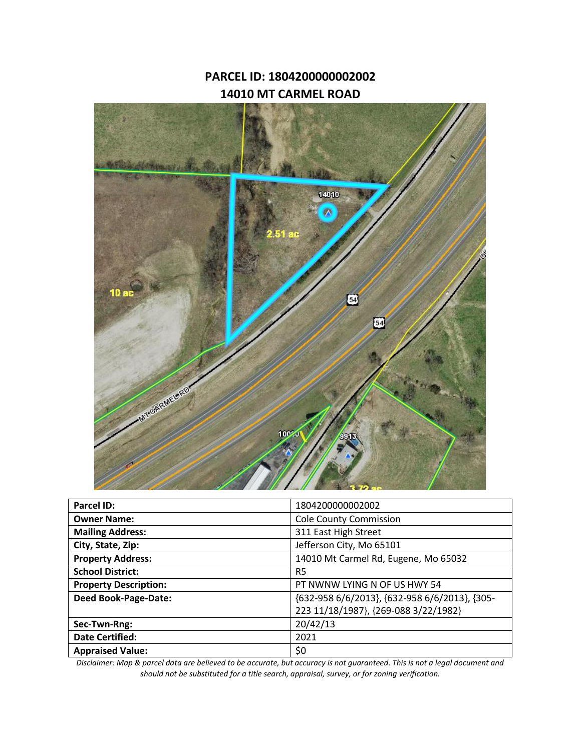# PARCEL ID: 1804200000002002

# 14010 MT CARMEL ROAD

| | |
|---|---|
| **Parcel ID:** | 1804200000002002 |
| **Owner Name:** | Cole County Commission |
| **Mailing Address:** | 311 East High Street |
| **City, State, Zip:** | Jefferson City, Mo 65101 |
| **Property Address:** | 14010 Mt Carmel Rd, Eugene, Mo 65032 |
| **School District:** | R5 |
| **Property Description:** | PT NWNW LYING N OF US HWY 54 |
| **Deed Book-Page-Date:** | {632-958 6/6/2013}, {632-958 6/6/2013}, {305-223 11/18/1987}, {269-088 3/22/1982} |
| **Sec-Twn-Rng:** | 20/42/13 |
| **Date Certified:** | 2021 |
| **Appraised Value:** | $0 |

*Disclaimer: Map & parcel data are believed to be accurate, but accuracy is not guaranteed. This is not a legal document and should not be substituted for a title search, appraisal, survey, or for zoning verification.*